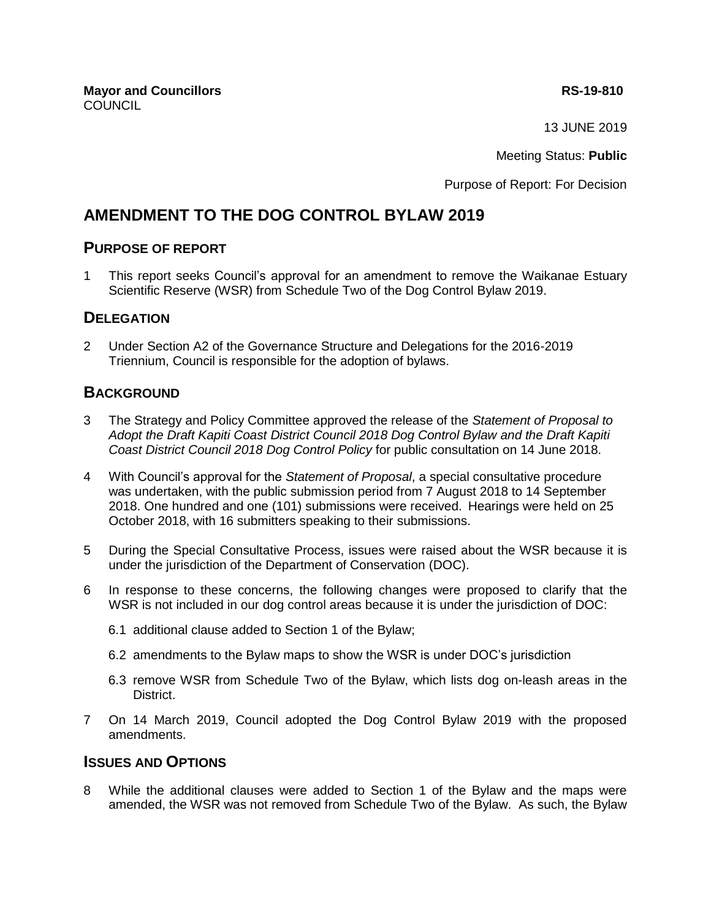**Mayor and Councillors** **RS-19-810**
COUNCIL

13 JUNE 2019

Meeting Status: **Public**

Purpose of Report: For Decision

# AMENDMENT TO THE DOG CONTROL BYLAW 2019

## PURPOSE OF REPORT

1 This report seeks Council's approval for an amendment to remove the Waikanae Estuary Scientific Reserve (WSR) from Schedule Two of the Dog Control Bylaw 2019.

## DELEGATION

2 Under Section A2 of the Governance Structure and Delegations for the 2016-2019 Triennium, Council is responsible for the adoption of bylaws.

## BACKGROUND

3 The Strategy and Policy Committee approved the release of the *Statement of Proposal to Adopt the Draft Kapiti Coast District Council 2018 Dog Control Bylaw and the Draft Kapiti Coast District Council 2018 Dog Control Policy* for public consultation on 14 June 2018.

4 With Council's approval for the *Statement of Proposal*, a special consultative procedure was undertaken, with the public submission period from 7 August 2018 to 14 September 2018. One hundred and one (101) submissions were received. Hearings were held on 25 October 2018, with 16 submitters speaking to their submissions.

5 During the Special Consultative Process, issues were raised about the WSR because it is under the jurisdiction of the Department of Conservation (DOC).

6 In response to these concerns, the following changes were proposed to clarify that the WSR is not included in our dog control areas because it is under the jurisdiction of DOC:

   6.1 additional clause added to Section 1 of the Bylaw;

   6.2 amendments to the Bylaw maps to show the WSR is under DOC's jurisdiction

   6.3 remove WSR from Schedule Two of the Bylaw, which lists dog on-leash areas in the District.

7 On 14 March 2019, Council adopted the Dog Control Bylaw 2019 with the proposed amendments.

## ISSUES AND OPTIONS

8 While the additional clauses were added to Section 1 of the Bylaw and the maps were amended, the WSR was not removed from Schedule Two of the Bylaw. As such, the Bylaw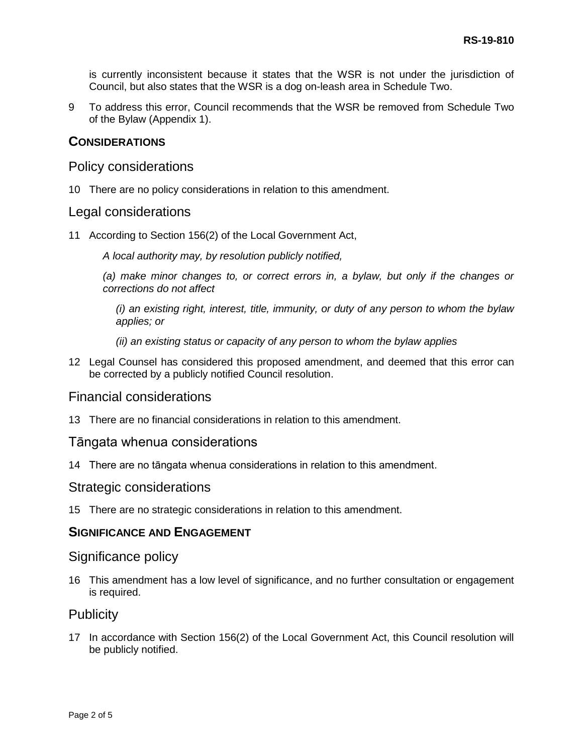is currently inconsistent because it states that the WSR is not under the jurisdiction of Council, but also states that the WSR is a dog on-leash area in Schedule Two.

9 To address this error, Council recommends that the WSR be removed from Schedule Two of the Bylaw (Appendix 1).

## CONSIDERATIONS

### Policy considerations

10 There are no policy considerations in relation to this amendment.

### Legal considerations

11 According to Section 156(2) of the Local Government Act,

*A local authority may, by resolution publicly notified,*

*(a) make minor changes to, or correct errors in, a bylaw, but only if the changes or corrections do not affect*

*(i) an existing right, interest, title, immunity, or duty of any person to whom the bylaw applies; or*

*(ii) an existing status or capacity of any person to whom the bylaw applies*

12 Legal Counsel has considered this proposed amendment, and deemed that this error can be corrected by a publicly notified Council resolution.

### Financial considerations

13 There are no financial considerations in relation to this amendment.

### Tāngata whenua considerations

14 There are no tāngata whenua considerations in relation to this amendment.

### Strategic considerations

15 There are no strategic considerations in relation to this amendment.

## SIGNIFICANCE AND ENGAGEMENT

### Significance policy

16 This amendment has a low level of significance, and no further consultation or engagement is required.

### Publicity

17 In accordance with Section 156(2) of the Local Government Act, this Council resolution will be publicly notified.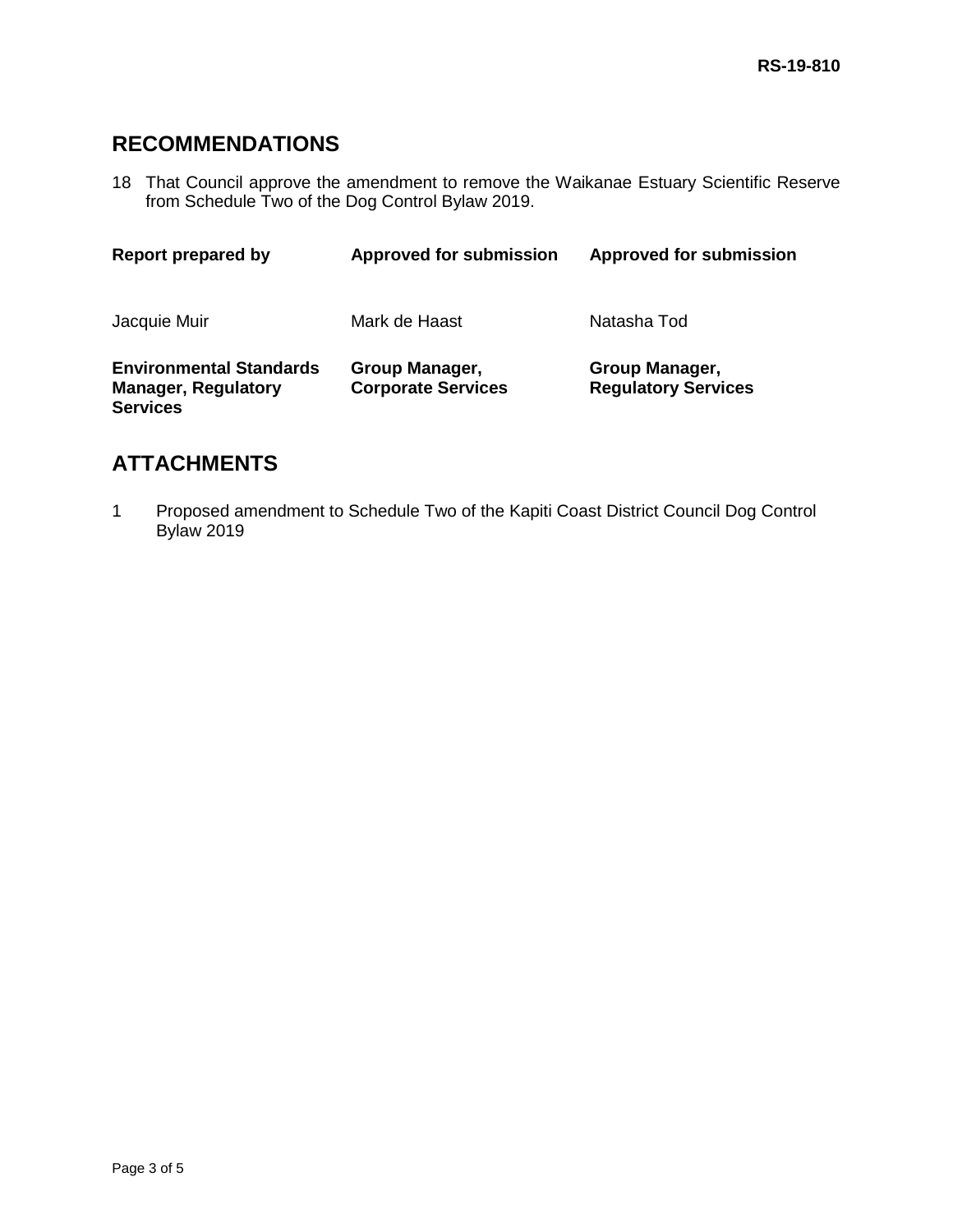## RECOMMENDATIONS

18 That Council approve the amendment to remove the Waikanae Estuary Scientific Reserve from Schedule Two of the Dog Control Bylaw 2019.

| Report prepared by | Approved for submission | Approved for submission |
|---|---|---|
| Jacquie Muir | Mark de Haast | Natasha Tod |
| **Environmental Standards Manager, Regulatory Services** | **Group Manager, Corporate Services** | **Group Manager, Regulatory Services** |

## ATTACHMENTS

1 Proposed amendment to Schedule Two of the Kapiti Coast District Council Dog Control Bylaw 2019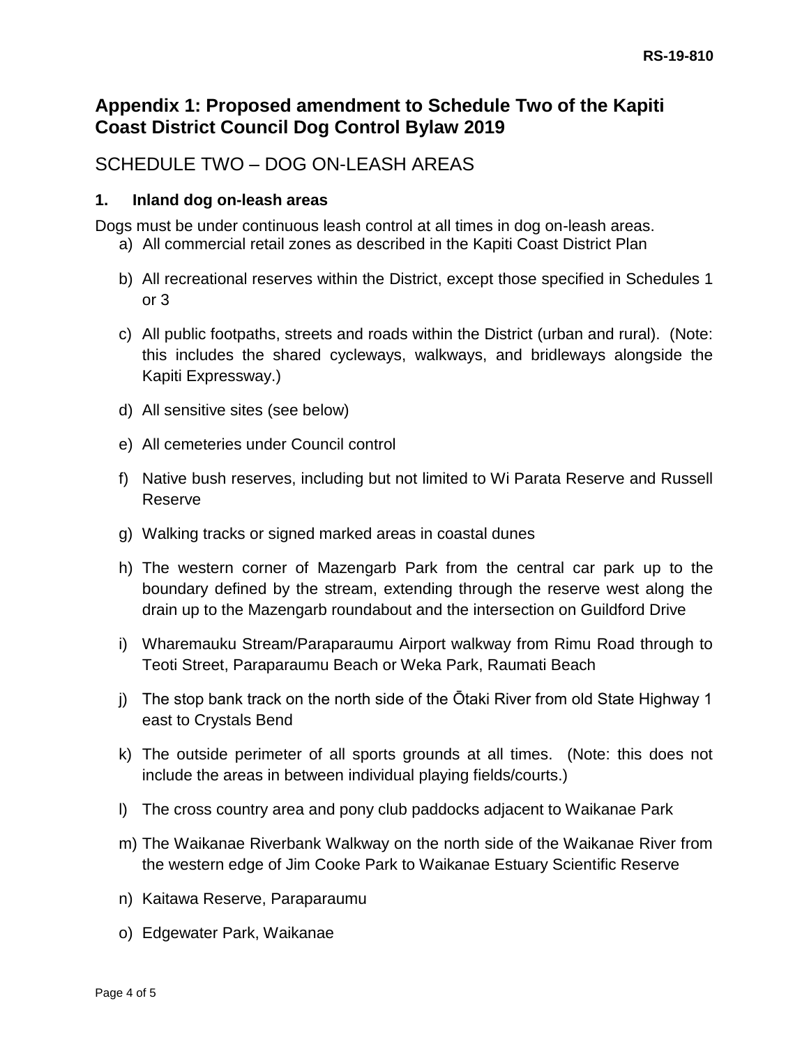# Appendix 1: Proposed amendment to Schedule Two of the Kapiti Coast District Council Dog Control Bylaw 2019

## SCHEDULE TWO – DOG ON-LEASH AREAS

### 1. Inland dog on-leash areas

Dogs must be under continuous leash control at all times in dog on-leash areas.

a) All commercial retail zones as described in the Kapiti Coast District Plan

b) All recreational reserves within the District, except those specified in Schedules 1 or 3

c) All public footpaths, streets and roads within the District (urban and rural). (Note: this includes the shared cycleways, walkways, and bridleways alongside the Kapiti Expressway.)

d) All sensitive sites (see below)

e) All cemeteries under Council control

f) Native bush reserves, including but not limited to Wi Parata Reserve and Russell Reserve

g) Walking tracks or signed marked areas in coastal dunes

h) The western corner of Mazengarb Park from the central car park up to the boundary defined by the stream, extending through the reserve west along the drain up to the Mazengarb roundabout and the intersection on Guildford Drive

i) Wharemauku Stream/Paraparaumu Airport walkway from Rimu Road through to Teoti Street, Paraparaumu Beach or Weka Park, Raumati Beach

j) The stop bank track on the north side of the Ōtaki River from old State Highway 1 east to Crystals Bend

k) The outside perimeter of all sports grounds at all times. (Note: this does not include the areas in between individual playing fields/courts.)

l) The cross country area and pony club paddocks adjacent to Waikanae Park

m) The Waikanae Riverbank Walkway on the north side of the Waikanae River from the western edge of Jim Cooke Park to Waikanae Estuary Scientific Reserve

n) Kaitawa Reserve, Paraparaumu

o) Edgewater Park, Waikanae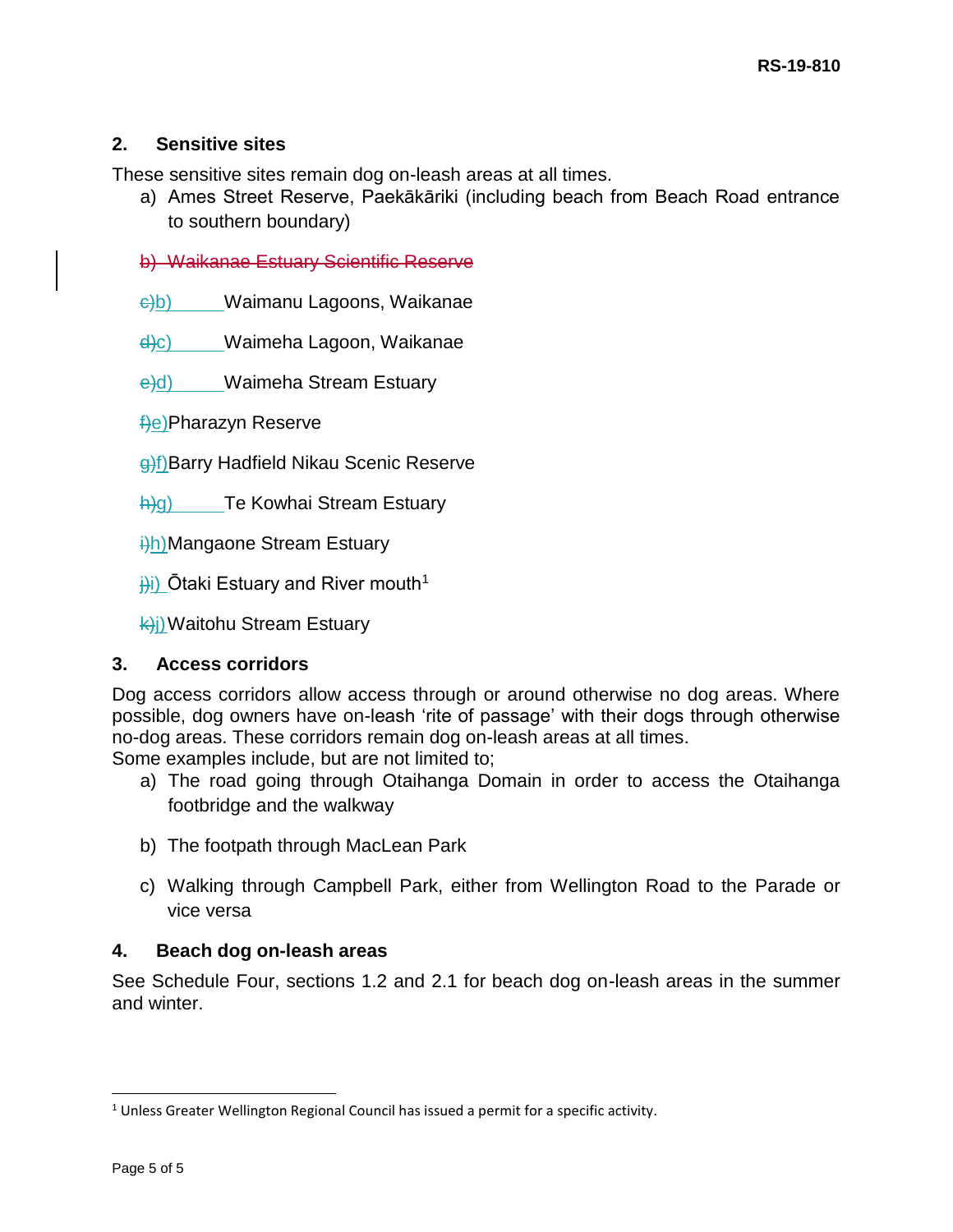## 2. Sensitive sites

These sensitive sites remain dog on-leash areas at all times.

a) Ames Street Reserve, Paekākāriki (including beach from Beach Road entrance to southern boundary)

~~b) Waikanae Estuary Scientific Reserve~~

~~c)~~b) Waimanu Lagoons, Waikanae

~~d)~~c) Waimeha Lagoon, Waikanae

~~e)~~d) Waimeha Stream Estuary

~~f)~~e) Pharazyn Reserve

~~g)~~f) Barry Hadfield Nikau Scenic Reserve

~~h)~~g) Te Kowhai Stream Estuary

~~i)~~h) Mangaone Stream Estuary

~~j)~~i) Ōtaki Estuary and River mouth[1]

~~k)~~j) Waitohu Stream Estuary

## 3. Access corridors

Dog access corridors allow access through or around otherwise no dog areas. Where possible, dog owners have on-leash 'rite of passage' with their dogs through otherwise no-dog areas. These corridors remain dog on-leash areas at all times.
Some examples include, but are not limited to;

a) The road going through Otaihanga Domain in order to access the Otaihanga footbridge and the walkway

b) The footpath through MacLean Park

c) Walking through Campbell Park, either from Wellington Road to the Parade or vice versa

## 4. Beach dog on-leash areas

See Schedule Four, sections 1.2 and 2.1 for beach dog on-leash areas in the summer and winter.

[1] Unless Greater Wellington Regional Council has issued a permit for a specific activity.